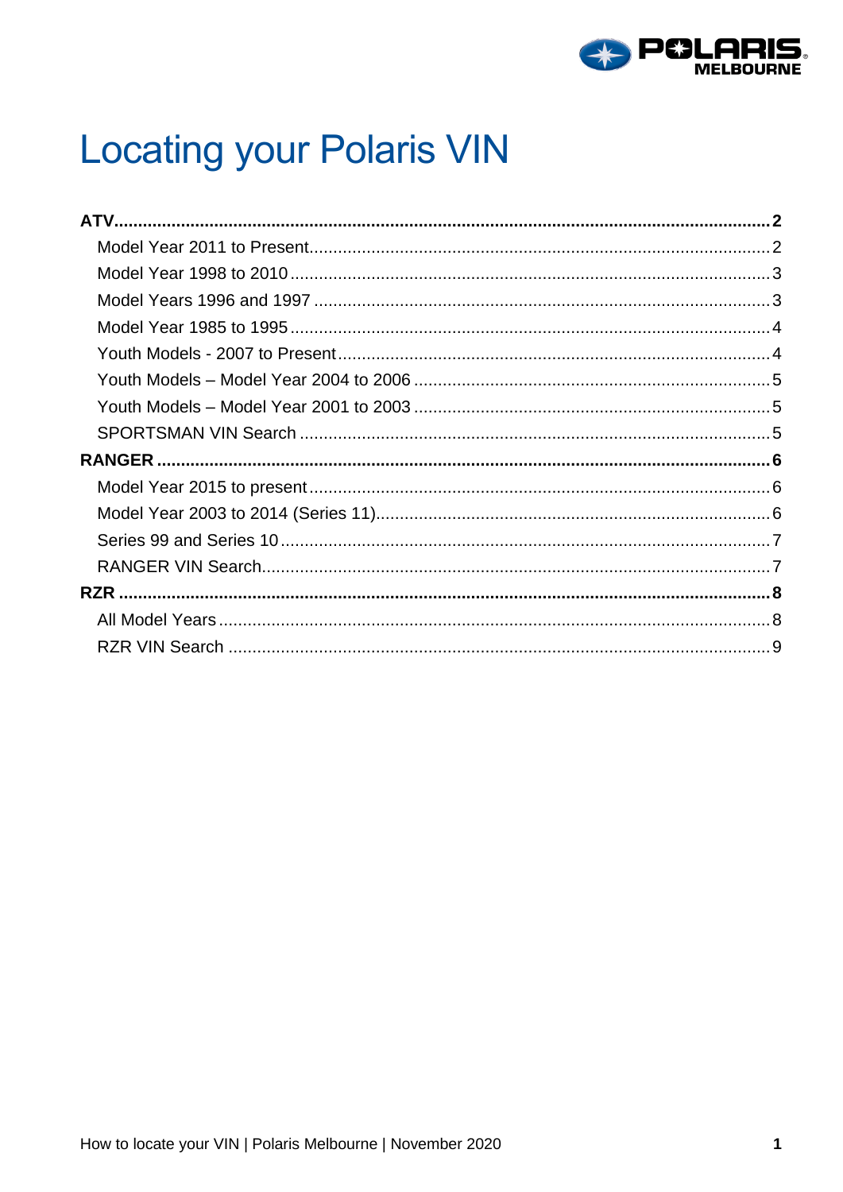# Locating your Polaris VIN

**ATV** ..... **2**

- Model Year 2011 to Present ..... 2
- Model Year 1998 to 2010 ..... 3
- Model Years 1996 and 1997 ..... 3
- Model Year 1985 to 1995 ..... 4
- Youth Models - 2007 to Present ..... 4
- Youth Models – Model Year 2004 to 2006 ..... 5
- Youth Models – Model Year 2001 to 2003 ..... 5
- SPORTSMAN VIN Search ..... 5

**RANGER** ..... **6**

- Model Year 2015 to present ..... 6
- Model Year 2003 to 2014 (Series 11) ..... 6
- Series 99 and Series 10 ..... 7
- RANGER VIN Search ..... 7

**RZR** ..... **8**

- All Model Years ..... 8
- RZR VIN Search ..... 9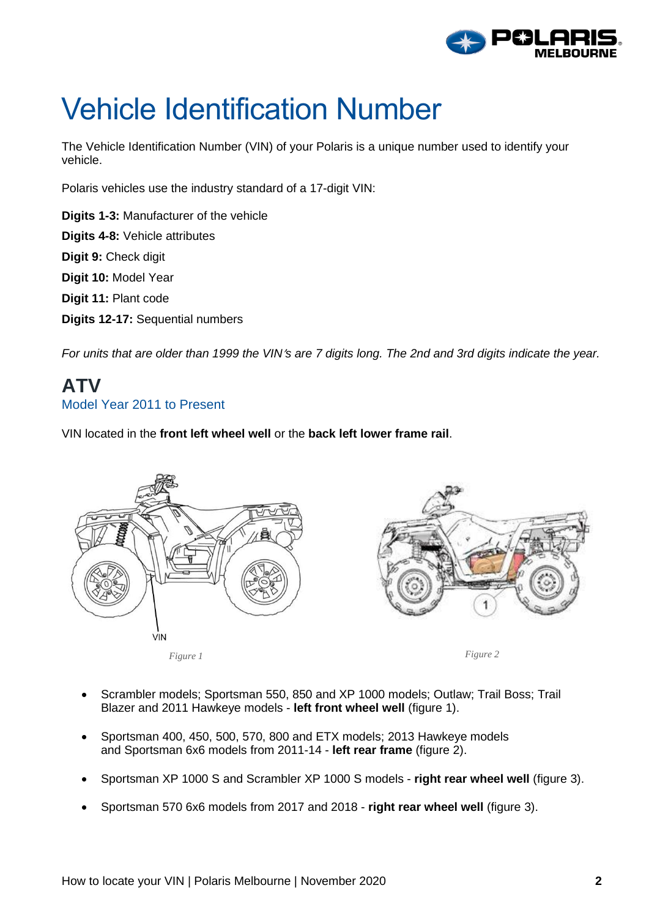# Vehicle Identification Number

The Vehicle Identification Number (VIN) of your Polaris is a unique number used to identify your vehicle.

Polaris vehicles use the industry standard of a 17-digit VIN:

**Digits 1-3:** Manufacturer of the vehicle
**Digits 4-8:** Vehicle attributes
**Digit 9:** Check digit
**Digit 10:** Model Year
**Digit 11:** Plant code
**Digits 12-17:** Sequential numbers

*For units that are older than 1999 the VIN's are 7 digits long. The 2nd and 3rd digits indicate the year.*

## ATV

### Model Year 2011 to Present

VIN located in the **front left wheel well** or the **back left lower frame rail**.

VIN

*Figure 1*

1

*Figure 2*

- Scrambler models; Sportsman 550, 850 and XP 1000 models; Outlaw; Trail Boss; Trail Blazer and 2011 Hawkeye models - **left front wheel well** (figure 1).
- Sportsman 400, 450, 500, 570, 800 and ETX models; 2013 Hawkeye models and Sportsman 6x6 models from 2011-14 - **left rear frame** (figure 2).
- Sportsman XP 1000 S and Scrambler XP 1000 S models - **right rear wheel well** (figure 3).
- Sportsman 570 6x6 models from 2017 and 2018 - **right rear wheel well** (figure 3).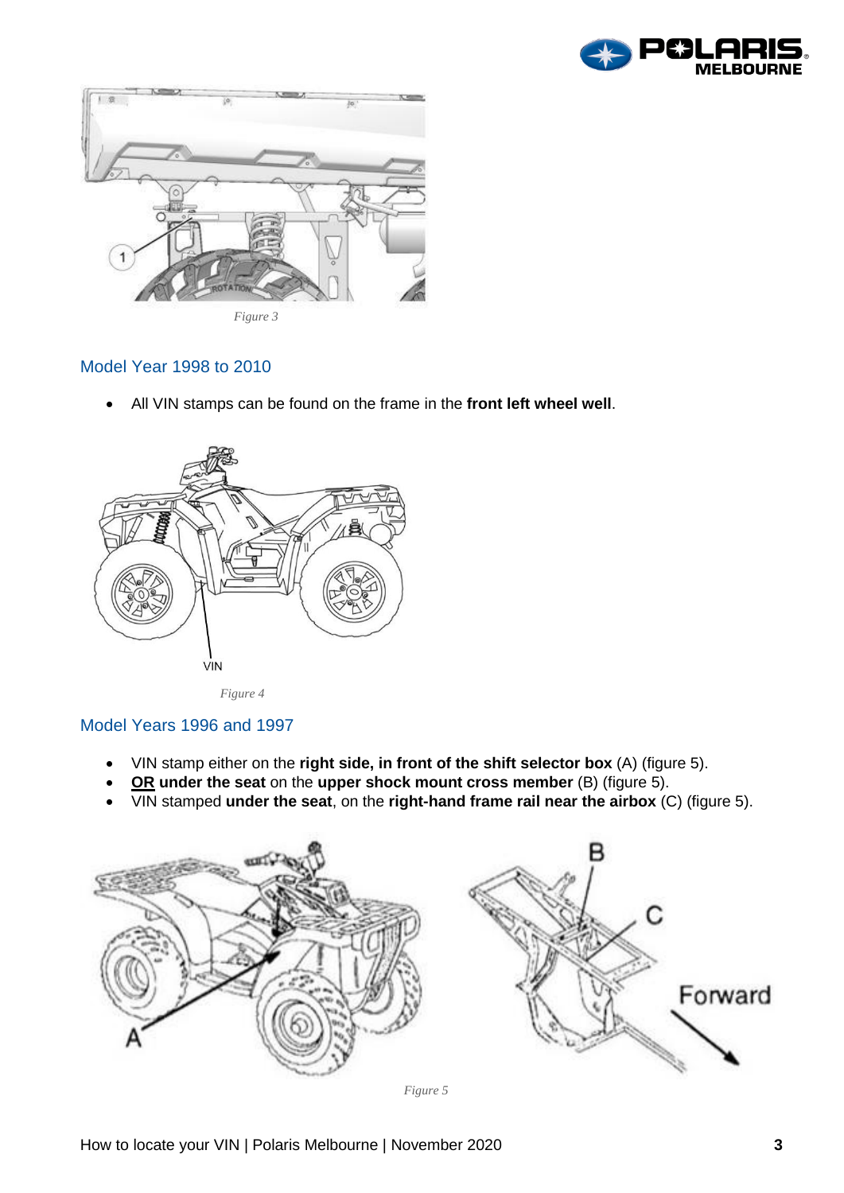Figure 3

## Model Year 1998 to 2010

- All VIN stamps can be found on the frame in the **front left wheel well**.

Figure 4

## Model Years 1996 and 1997

- VIN stamp either on the **right side, in front of the shift selector box** (A) (figure 5).
- **OR under the seat** on the **upper shock mount cross member** (B) (figure 5).
- VIN stamped **under the seat**, on the **right-hand frame rail near the airbox** (C) (figure 5).

Figure 5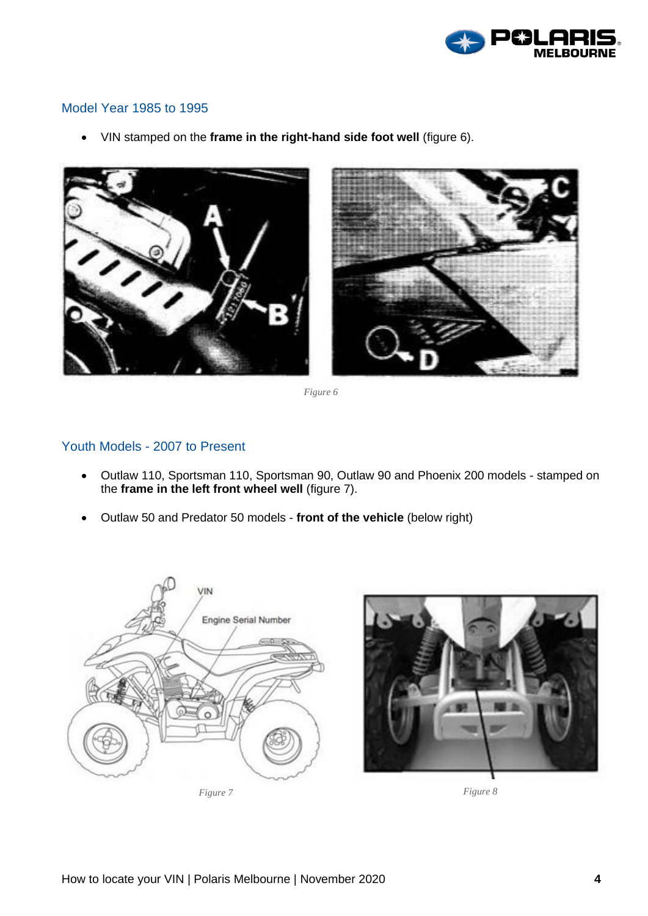## Model Year 1985 to 1995

- VIN stamped on the **frame in the right-hand side foot well** (figure 6).

*Figure 6*

## Youth Models - 2007 to Present

- Outlaw 110, Sportsman 110, Sportsman 90, Outlaw 90 and Phoenix 200 models - stamped on the **frame in the left front wheel well** (figure 7).
- Outlaw 50 and Predator 50 models - **front of the vehicle** (below right)

*Figure 7*

*Figure 8*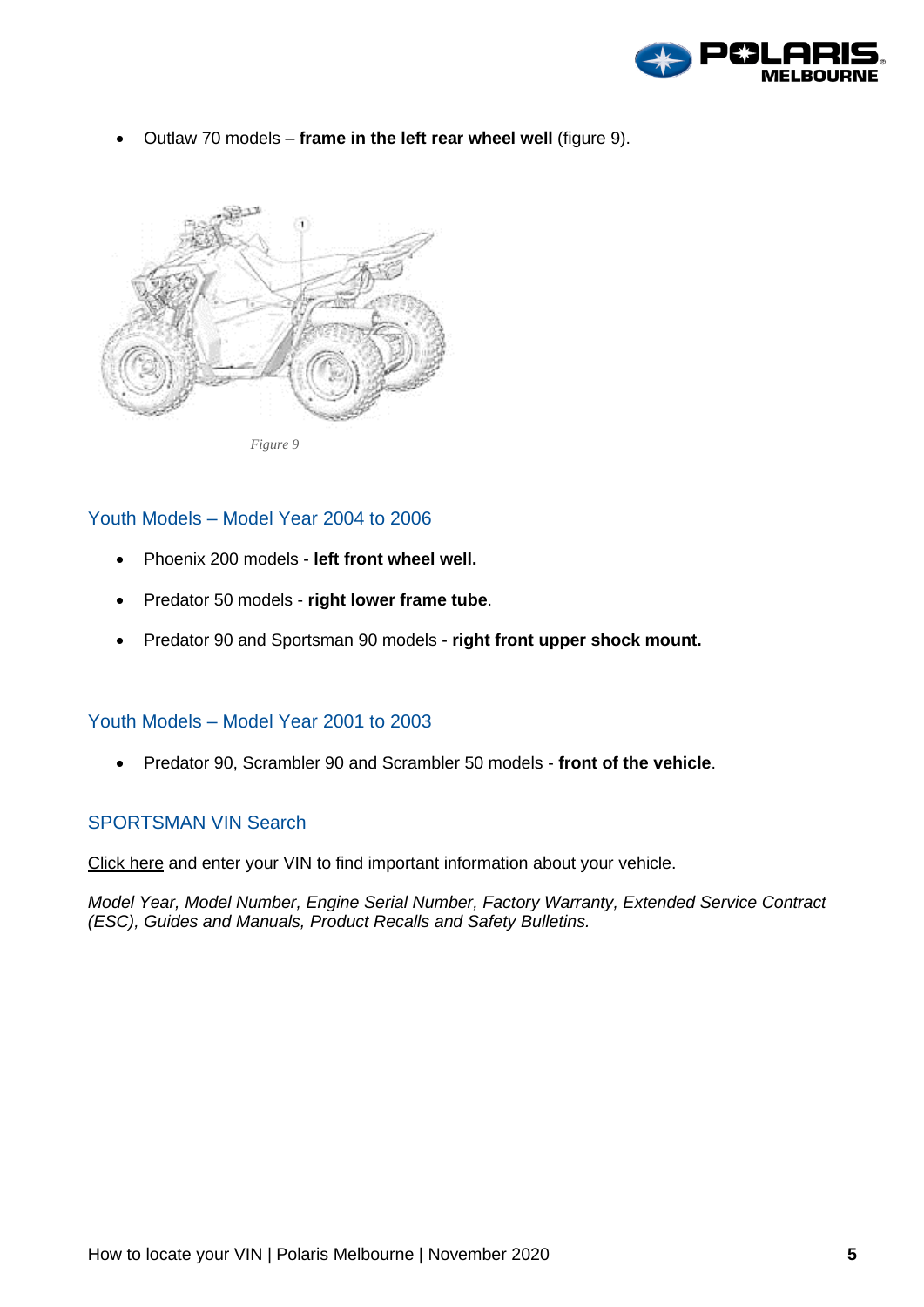- Outlaw 70 models – **frame in the left rear wheel well** (figure 9).

*Figure 9*

## Youth Models – Model Year 2004 to 2006

- Phoenix 200 models - **left front wheel well.**
- Predator 50 models - **right lower frame tube**.
- Predator 90 and Sportsman 90 models - **right front upper shock mount.**

## Youth Models – Model Year 2001 to 2003

- Predator 90, Scrambler 90 and Scrambler 50 models - **front of the vehicle**.

## SPORTSMAN VIN Search

Click here and enter your VIN to find important information about your vehicle.

*Model Year, Model Number, Engine Serial Number, Factory Warranty, Extended Service Contract (ESC), Guides and Manuals, Product Recalls and Safety Bulletins.*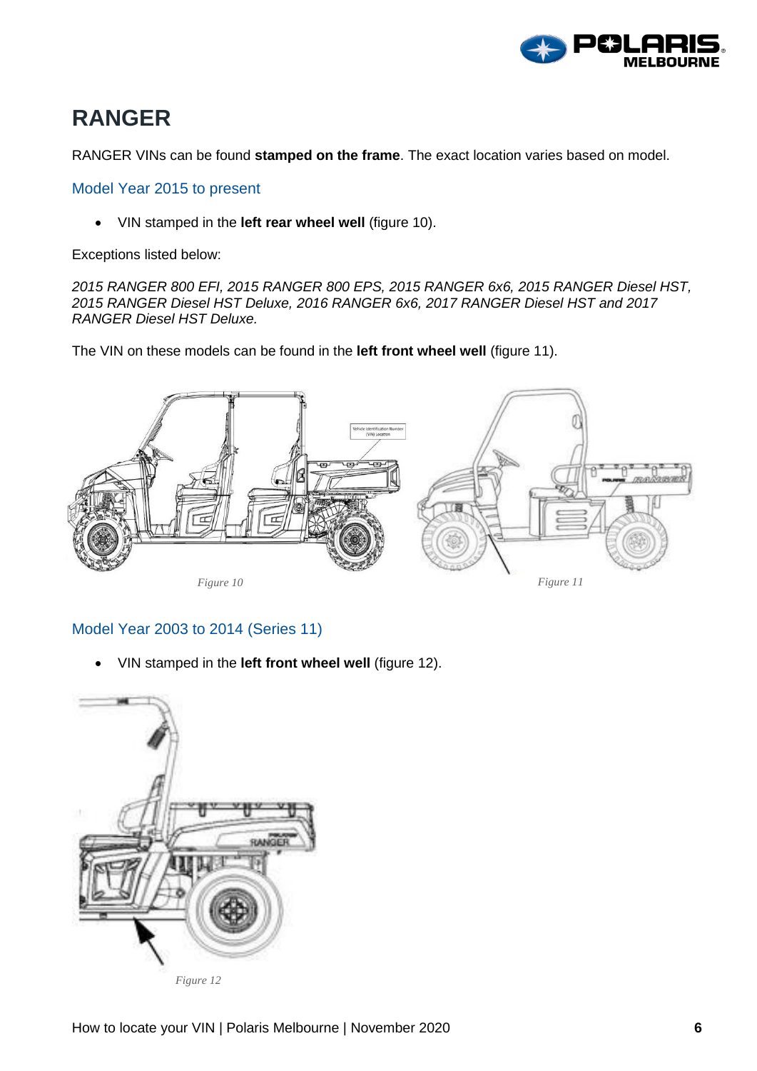# RANGER

RANGER VINs can be found **stamped on the frame**. The exact location varies based on model.

## Model Year 2015 to present

- VIN stamped in the **left rear wheel well** (figure 10).

Exceptions listed below:

*2015 RANGER 800 EFI, 2015 RANGER 800 EPS, 2015 RANGER 6x6, 2015 RANGER Diesel HST, 2015 RANGER Diesel HST Deluxe, 2016 RANGER 6x6, 2017 RANGER Diesel HST and 2017 RANGER Diesel HST Deluxe.*

The VIN on these models can be found in the **left front wheel well** (figure 11).

*Figure 10*

*Figure 11*

## Model Year 2003 to 2014 (Series 11)

- VIN stamped in the **left front wheel well** (figure 12).

*Figure 12*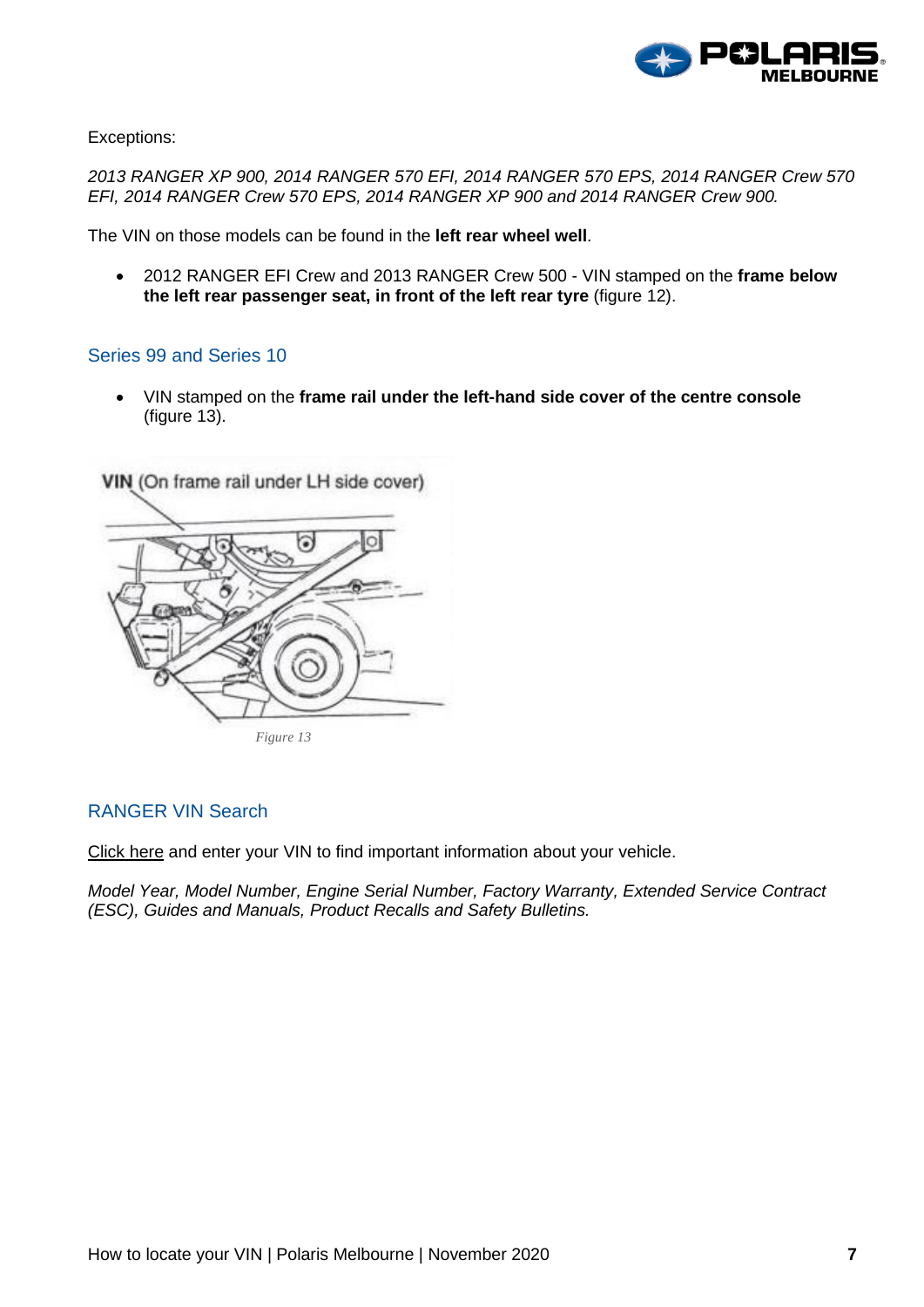Exceptions:

*2013 RANGER XP 900, 2014 RANGER 570 EFI, 2014 RANGER 570 EPS, 2014 RANGER Crew 570 EFI, 2014 RANGER Crew 570 EPS, 2014 RANGER XP 900 and 2014 RANGER Crew 900.*

The VIN on those models can be found in the **left rear wheel well**.

- 2012 RANGER EFI Crew and 2013 RANGER Crew 500 - VIN stamped on the **frame below the left rear passenger seat, in front of the left rear tyre** (figure 12).

## Series 99 and Series 10

- VIN stamped on the **frame rail under the left-hand side cover of the centre console** (figure 13).

VIN (On frame rail under LH side cover)

*Figure 13*

## RANGER VIN Search

Click here and enter your VIN to find important information about your vehicle.

*Model Year, Model Number, Engine Serial Number, Factory Warranty, Extended Service Contract (ESC), Guides and Manuals, Product Recalls and Safety Bulletins.*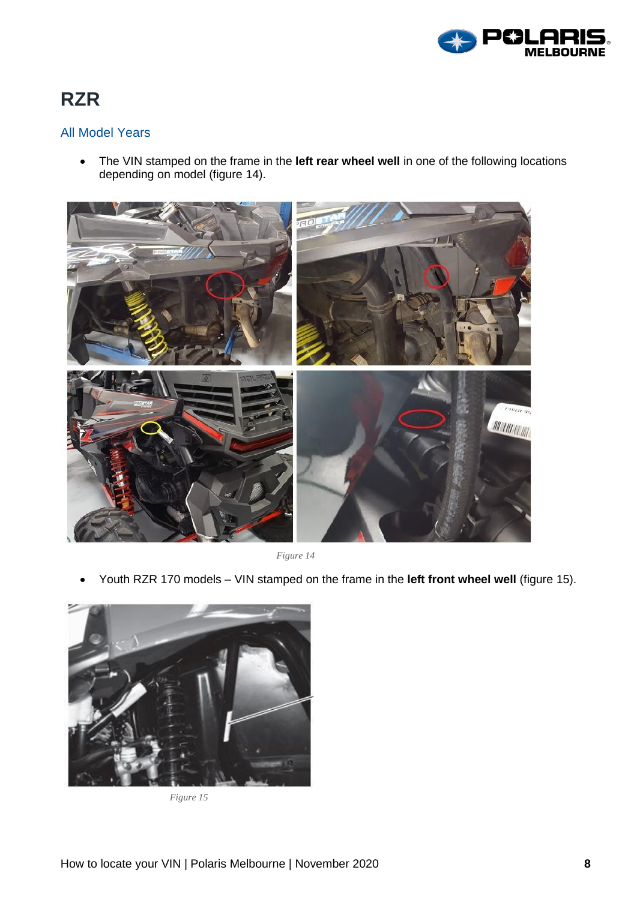# RZR

## All Model Years

- The VIN stamped on the frame in the **left rear wheel well** in one of the following locations depending on model (figure 14).

*Figure 14*

- Youth RZR 170 models – VIN stamped on the frame in the **left front wheel well** (figure 15).

*Figure 15*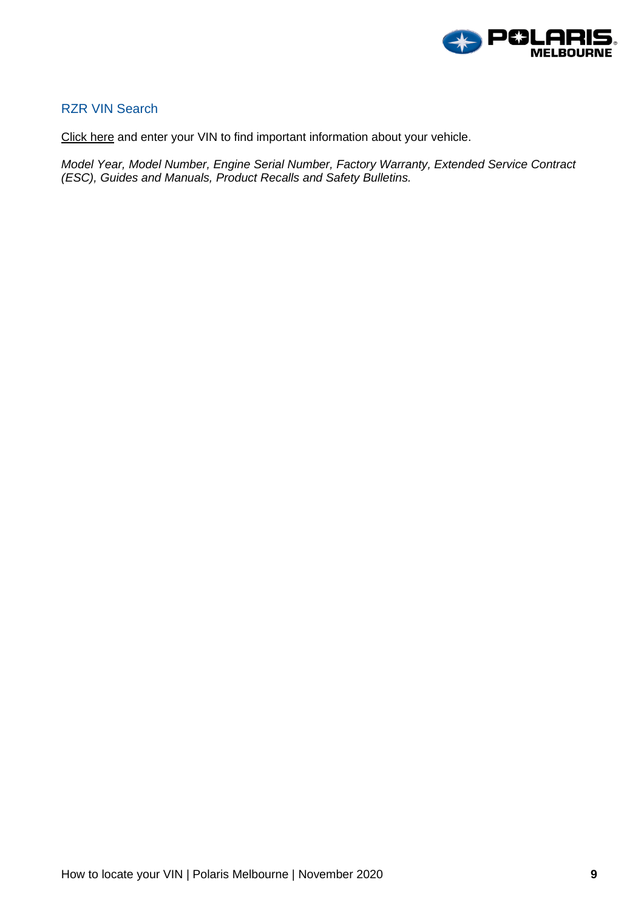## RZR VIN Search

Click here and enter your VIN to find important information about your vehicle.

*Model Year, Model Number, Engine Serial Number, Factory Warranty, Extended Service Contract (ESC), Guides and Manuals, Product Recalls and Safety Bulletins.*